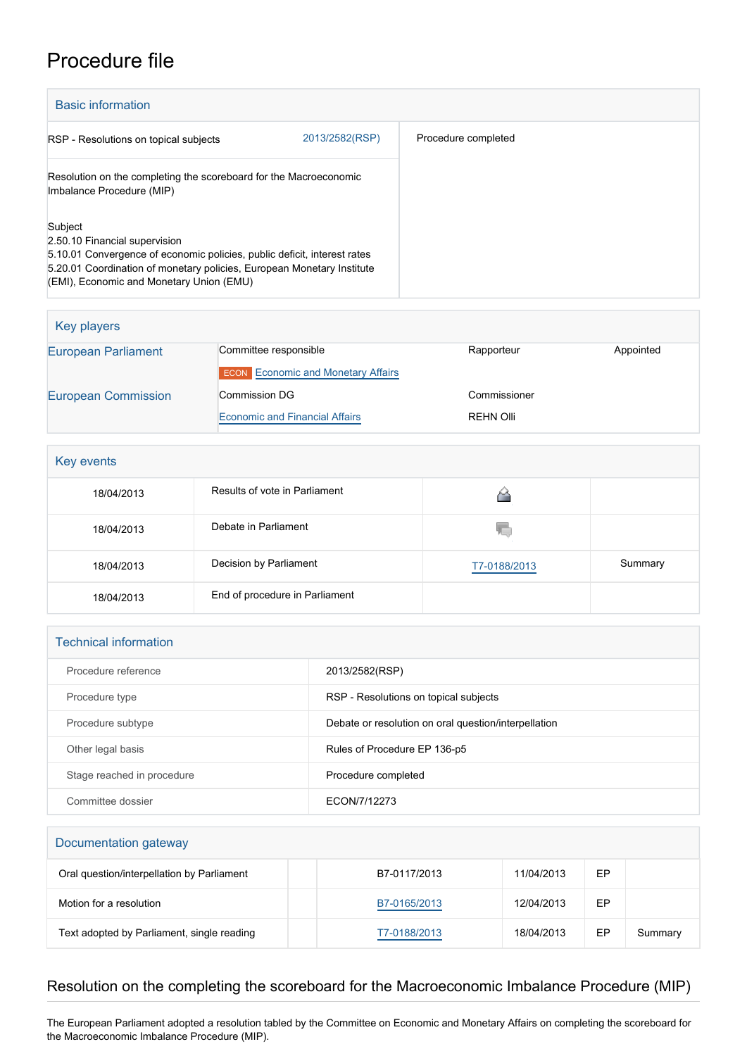# Procedure file

## Basic information

| | |
|---|---|
| RSP - Resolutions on topical subjects 2013/2582(RSP) | Procedure completed |
| Resolution on the completing the scoreboard for the Macroeconomic Imbalance Procedure (MIP) | |
| Subject<br>2.50.10 Financial supervision<br>5.10.01 Convergence of economic policies, public deficit, interest rates<br>5.20.01 Coordination of monetary policies, European Monetary Institute (EMI), Economic and Monetary Union (EMU) | |

## Key players

| | | | |
|---|---|---|---|
| European Parliament | Committee responsible | Rapporteur | Appointed |
| | ECON Economic and Monetary Affairs | | |
| European Commission | Commission DG | Commissioner | |
| | Economic and Financial Affairs | REHN Olli | |

## Key events

| | | | |
|---|---|---|---|
| 18/04/2013 | Results of vote in Parliament | | |
| 18/04/2013 | Debate in Parliament | | |
| 18/04/2013 | Decision by Parliament | T7-0188/2013 | Summary |
| 18/04/2013 | End of procedure in Parliament | | |

## Technical information

| | |
|---|---|
| Procedure reference | 2013/2582(RSP) |
| Procedure type | RSP - Resolutions on topical subjects |
| Procedure subtype | Debate or resolution on oral question/interpellation |
| Other legal basis | Rules of Procedure EP 136-p5 |
| Stage reached in procedure | Procedure completed |
| Committee dossier | ECON/7/12273 |

## Documentation gateway

| | | | | | |
|---|---|---|---|---|---|
| Oral question/interpellation by Parliament | | B7-0117/2013 | 11/04/2013 | EP | |
| Motion for a resolution | | B7-0165/2013 | 12/04/2013 | EP | |
| Text adopted by Parliament, single reading | | T7-0188/2013 | 18/04/2013 | EP | Summary |

## Resolution on the completing the scoreboard for the Macroeconomic Imbalance Procedure (MIP)

The European Parliament adopted a resolution tabled by the Committee on Economic and Monetary Affairs on completing the scoreboard for the Macroeconomic Imbalance Procedure (MIP).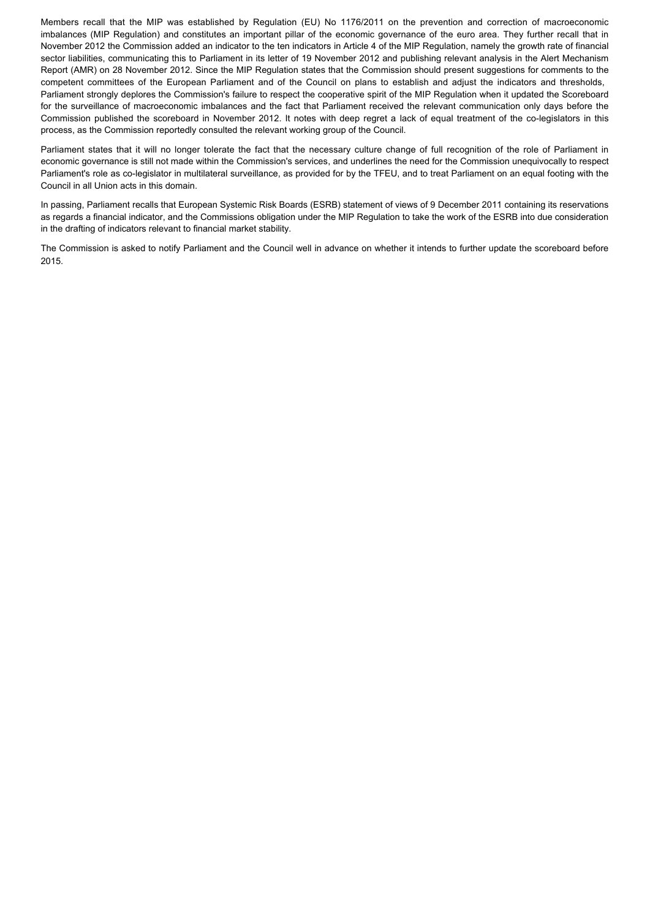Members recall that the MIP was established by Regulation (EU) No 1176/2011 on the prevention and correction of macroeconomic imbalances (MIP Regulation) and constitutes an important pillar of the economic governance of the euro area. They further recall that in November 2012 the Commission added an indicator to the ten indicators in Article 4 of the MIP Regulation, namely the growth rate of financial sector liabilities, communicating this to Parliament in its letter of 19 November 2012 and publishing relevant analysis in the Alert Mechanism Report (AMR) on 28 November 2012. Since the MIP Regulation states that the Commission should present suggestions for comments to the competent committees of the European Parliament and of the Council on plans to establish and adjust the indicators and thresholds, Parliament strongly deplores the Commission's failure to respect the cooperative spirit of the MIP Regulation when it updated the Scoreboard for the surveillance of macroeconomic imbalances and the fact that Parliament received the relevant communication only days before the Commission published the scoreboard in November 2012. It notes with deep regret a lack of equal treatment of the co-legislators in this process, as the Commission reportedly consulted the relevant working group of the Council.

Parliament states that it will no longer tolerate the fact that the necessary culture change of full recognition of the role of Parliament in economic governance is still not made within the Commission's services, and underlines the need for the Commission unequivocally to respect Parliament's role as co-legislator in multilateral surveillance, as provided for by the TFEU, and to treat Parliament on an equal footing with the Council in all Union acts in this domain.

In passing, Parliament recalls that European Systemic Risk Boards (ESRB) statement of views of 9 December 2011 containing its reservations as regards a financial indicator, and the Commissions obligation under the MIP Regulation to take the work of the ESRB into due consideration in the drafting of indicators relevant to financial market stability.

The Commission is asked to notify Parliament and the Council well in advance on whether it intends to further update the scoreboard before 2015.